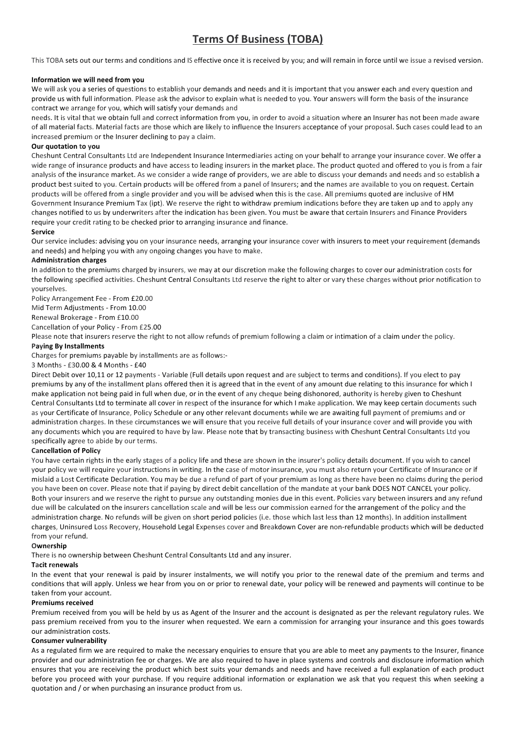# Terms Of Business (TOBA)

This TOBA sets out our terms and conditions and IS effective once it is received by you; and will remain in force until we issue a revised version.

**Information we will need from you**

We will ask you a series of questions to establish your demands and needs and it is important that you answer each and every question and provide us with full information. Please ask the advisor to explain what is needed to you. Your answers will form the basis of the insurance contract we arrange for you, which will satisfy your demands and needs. It is vital that we obtain full and correct information from you, in order to avoid a situation where an Insurer has not been made aware of all material facts. Material facts are those which are likely to influence the Insurers acceptance of your proposal. Such cases could lead to an increased premium or the Insurer declining to pay a claim.

**Our quotation to you**

Cheshunt Central Consultants Ltd are Independent Insurance Intermediaries acting on your behalf to arrange your insurance cover. We offer a wide range of insurance products and have access to leading insurers in the market place. The product quoted and offered to you is from a fair analysis of the insurance market. As we consider a wide range of providers, we are able to discuss your demands and needs and so establish a product best suited to you. Certain products will be offered from a panel of Insurers; and the names are available to you on request. Certain products will be offered from a single provider and you will be advised when this is the case. All premiums quoted are inclusive of HM Government Insurance Premium Tax (ipt). We reserve the right to withdraw premium indications before they are taken up and to apply any changes notified to us by underwriters after the indication has been given. You must be aware that certain Insurers and Finance Providers require your credit rating to be checked prior to arranging insurance and finance.

**Service**

Our service includes: advising you on your insurance needs, arranging your insurance cover with insurers to meet your requirement (demands and needs) and helping you with any ongoing changes you have to make.

**Administration charges**

In addition to the premiums charged by insurers, we may at our discretion make the following charges to cover our administration costs for the following specified activities. Cheshunt Central Consultants Ltd reserve the right to alter or vary these charges without prior notification to yourselves.

Policy Arrangement Fee - From £20.00
Mid Term Adjustments - From 10.00
Renewal Brokerage - From £10.00
Cancellation of your Policy - From £25.00

Please note that insurers reserve the right to not allow refunds of premium following a claim or intimation of a claim under the policy.

**Paying By Installments**

Charges for premiums payable by installments are as follows:-

3 Months - £30.00 & 4 Months - £40

Direct Debit over 10,11 or 12 payments - Variable (Full details upon request and are subject to terms and conditions). If you elect to pay premiums by any of the installment plans offered then it is agreed that in the event of any amount due relating to this insurance for which I make application not being paid in full when due, or in the event of any cheque being dishonored, authority is hereby given to Cheshunt Central Consultants Ltd to terminate all cover in respect of the insurance for which I make application. We may keep certain documents such as your Certificate of Insurance, Policy Schedule or any other relevant documents while we are awaiting full payment of premiums and or administration charges. In these circumstances we will ensure that you receive full details of your insurance cover and will provide you with any documents which you are required to have by law. Please note that by transacting business with Cheshunt Central Consultants Ltd you specifically agree to abide by our terms.

**Cancellation of Policy**

You have certain rights in the early stages of a policy life and these are shown in the insurer's policy details document. If you wish to cancel your policy we will require your instructions in writing. In the case of motor insurance, you must also return your Certificate of Insurance or if mislaid a Lost Certificate Declaration. You may be due a refund of part of your premium as long as there have been no claims during the period you have been on cover. Please note that if paying by direct debit cancellation of the mandate at your bank DOES NOT CANCEL your policy. Both your insurers and we reserve the right to pursue any outstanding monies due in this event. Policies vary between insurers and any refund due will be calculated on the insurers cancellation scale and will be less our commission earned for the arrangement of the policy and the administration charge. No refunds will be given on short period policies (i.e. those which last less than 12 months). In addition installment charges, Uninsured Loss Recovery, Household Legal Expenses cover and Breakdown Cover are non-refundable products which will be deducted from your refund.

**Ownership**

There is no ownership between Cheshunt Central Consultants Ltd and any insurer.

**Tacit renewals**

In the event that your renewal is paid by insurer instalments, we will notify you prior to the renewal date of the premium and terms and conditions that will apply. Unless we hear from you on or prior to renewal date, your policy will be renewed and payments will continue to be taken from your account.

**Premiums received**

Premium received from you will be held by us as Agent of the Insurer and the account is designated as per the relevant regulatory rules. We pass premium received from you to the insurer when requested. We earn a commission for arranging your insurance and this goes towards our administration costs.

**Consumer vulnerability**

As a regulated firm we are required to make the necessary enquiries to ensure that you are able to meet any payments to the Insurer, finance provider and our administration fee or charges. We are also required to have in place systems and controls and disclosure information which ensures that you are receiving the product which best suits your demands and needs and have received a full explanation of each product before you proceed with your purchase. If you require additional information or explanation we ask that you request this when seeking a quotation and / or when purchasing an insurance product from us.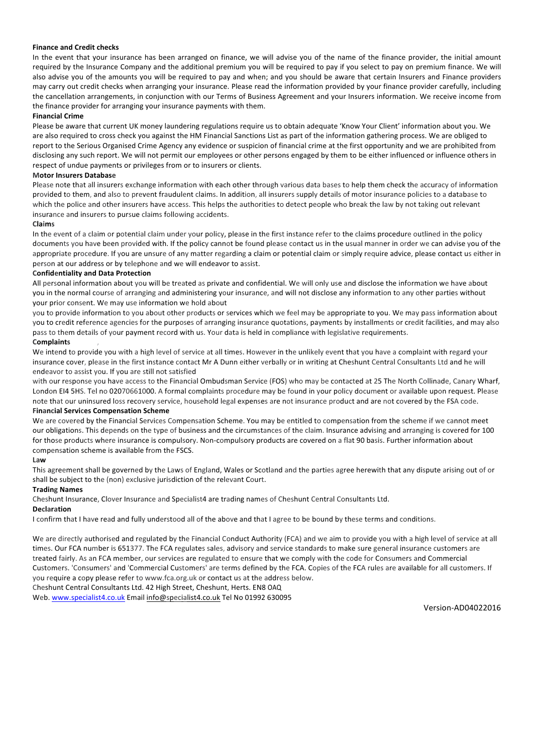**Finance and Credit checks**

In the event that your insurance has been arranged on finance, we will advise you of the name of the finance provider, the initial amount required by the Insurance Company and the additional premium you will be required to pay if you select to pay on premium finance. We will also advise you of the amounts you will be required to pay and when; and you should be aware that certain Insurers and Finance providers may carry out credit checks when arranging your insurance. Please read the information provided by your finance provider carefully, including the cancellation arrangements, in conjunction with our Terms of Business Agreement and your Insurers information. We receive income from the finance provider for arranging your insurance payments with them.

**Financial Crime**

Please be aware that current UK money laundering regulations require us to obtain adequate 'Know Your Client' information about you. We are also required to cross check you against the HM Financial Sanctions List as part of the information gathering process. We are obliged to report to the Serious Organised Crime Agency any evidence or suspicion of financial crime at the first opportunity and we are prohibited from disclosing any such report. We will not permit our employees or other persons engaged by them to be either influenced or influence others in respect of undue payments or privileges from or to insurers or clients.

**Motor Insurers Database**

Please note that all insurers exchange information with each other through various data bases to help them check the accuracy of information provided to them, and also to prevent fraudulent claims. In addition, all insurers supply details of motor insurance policies to a database to which the police and other insurers have access. This helps the authorities to detect people who break the law by not taking out relevant insurance and insurers to pursue claims following accidents.

**Claims**

In the event of a claim or potential claim under your policy, please in the first instance refer to the claims procedure outlined in the policy documents you have been provided with. If the policy cannot be found please contact us in the usual manner in order we can advise you of the appropriate procedure. If you are unsure of any matter regarding a claim or potential claim or simply require advice, please contact us either in person at our address or by telephone and we will endeavor to assist.

**Confidentiality and Data Protection**

All personal information about you will be treated as private and confidential. We will only use and disclose the information we have about you in the normal course of arranging and administering your insurance, and will not disclose any information to any other parties without your prior consent. We may use information we hold about
you to provide information to you about other products or services which we feel may be appropriate to you. We may pass information about you to credit reference agencies for the purposes of arranging insurance quotations, payments by installments or credit facilities, and may also pass to them details of your payment record with us. Your data is held in compliance with legislative requirements.

**Complaints**

We intend to provide you with a high level of service at all times. However in the unlikely event that you have a complaint with regard your insurance cover, please in the first instance contact Mr A Dunn either verbally or in writing at Cheshunt Central Consultants Ltd and he will endeavor to assist you. If you are still not satisfied
with our response you have access to the Financial Ombudsman Service (FOS) who may be contacted at 25 The North Collinade, Canary Wharf, London EI4 5HS. Tel no 02070661000. A formal complaints procedure may be found in your policy document or available upon request. Please note that our uninsured loss recovery service, household legal expenses are not insurance product and are not covered by the FSA code.

**Financial Services Compensation Scheme**

We are covered by the Financial Services Compensation Scheme. You may be entitled to compensation from the scheme if we cannot meet our obligations. This depends on the type of business and the circumstances of the claim. Insurance advising and arranging is covered for 100 for those products where insurance is compulsory. Non-compulsory products are covered on a flat 90 basis. Further information about compensation scheme is available from the FSCS.

**Law**

This agreement shall be governed by the Laws of England, Wales or Scotland and the parties agree herewith that any dispute arising out of or shall be subject to the (non) exclusive jurisdiction of the relevant Court.

**Trading Names**

Cheshunt Insurance, Clover Insurance and Specialist4 are trading names of Cheshunt Central Consultants Ltd.

**Declaration**

I confirm that I have read and fully understood all of the above and that I agree to be bound by these terms and conditions.

We are directly authorised and regulated by the Financial Conduct Authority (FCA) and we aim to provide you with a high level of service at all times. Our FCA number is 651377. The FCA regulates sales, advisory and service standards to make sure general insurance customers are treated fairly. As an FCA member, our services are regulated to ensure that we comply with the code for Consumers and Commercial Customers. 'Consumers' and 'Commercial Customers' are terms defined by the FCA. Copies of the FCA rules are available for all customers. If you require a copy please refer to www.fca.org.uk or contact us at the address below.

Cheshunt Central Consultants Ltd. 42 High Street, Cheshunt, Herts. EN8 0AQ

Web. www.specialist4.co.uk Email info@specialist4.co.uk Tel No 01992 630095

Version-AD04022016